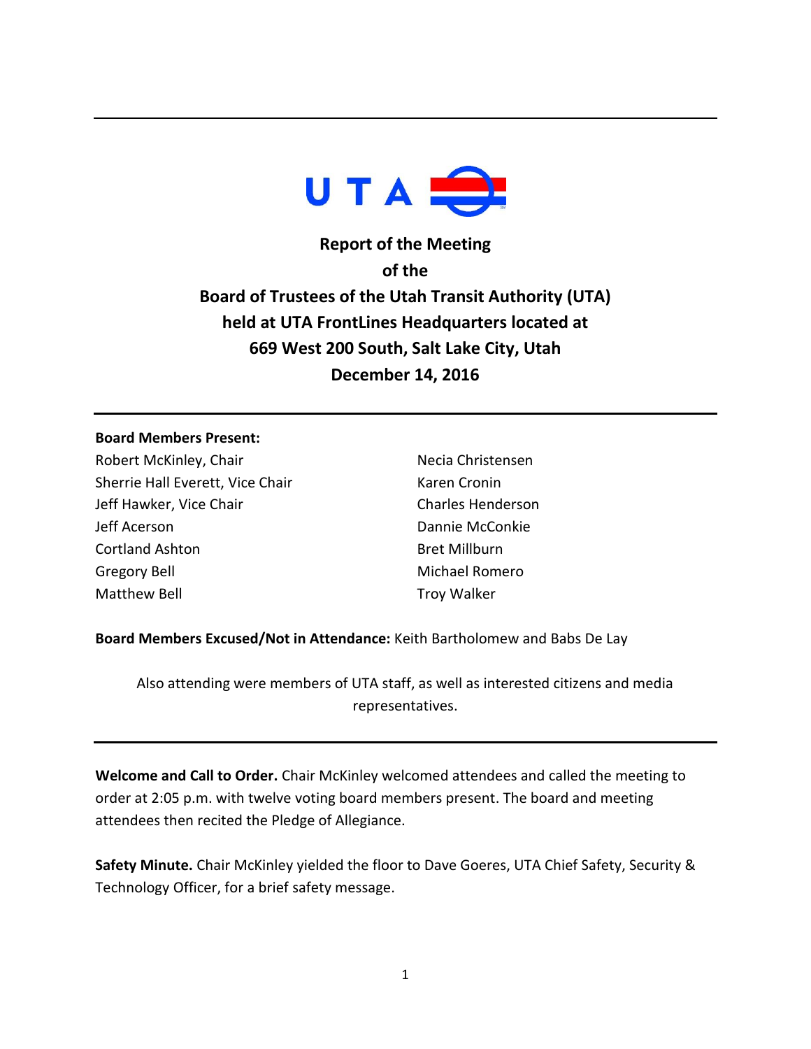# Report of the Meeting of the Board of Trustees of the Utah Transit Authority (UTA) held at UTA FrontLines Headquarters located at 669 West 200 South, Salt Lake City, Utah December 14, 2016

---

**Board Members Present:**

Robert McKinley, Chair
Sherrie Hall Everett, Vice Chair
Jeff Hawker, Vice Chair
Jeff Acerson
Cortland Ashton
Gregory Bell
Matthew Bell
Necia Christensen
Karen Cronin
Charles Henderson
Dannie McConkie
Bret Millburn
Michael Romero
Troy Walker

**Board Members Excused/Not in Attendance:** Keith Bartholomew and Babs De Lay

Also attending were members of UTA staff, as well as interested citizens and media representatives.

---

**Welcome and Call to Order.** Chair McKinley welcomed attendees and called the meeting to order at 2:05 p.m. with twelve voting board members present. The board and meeting attendees then recited the Pledge of Allegiance.

**Safety Minute.** Chair McKinley yielded the floor to Dave Goeres, UTA Chief Safety, Security & Technology Officer, for a brief safety message.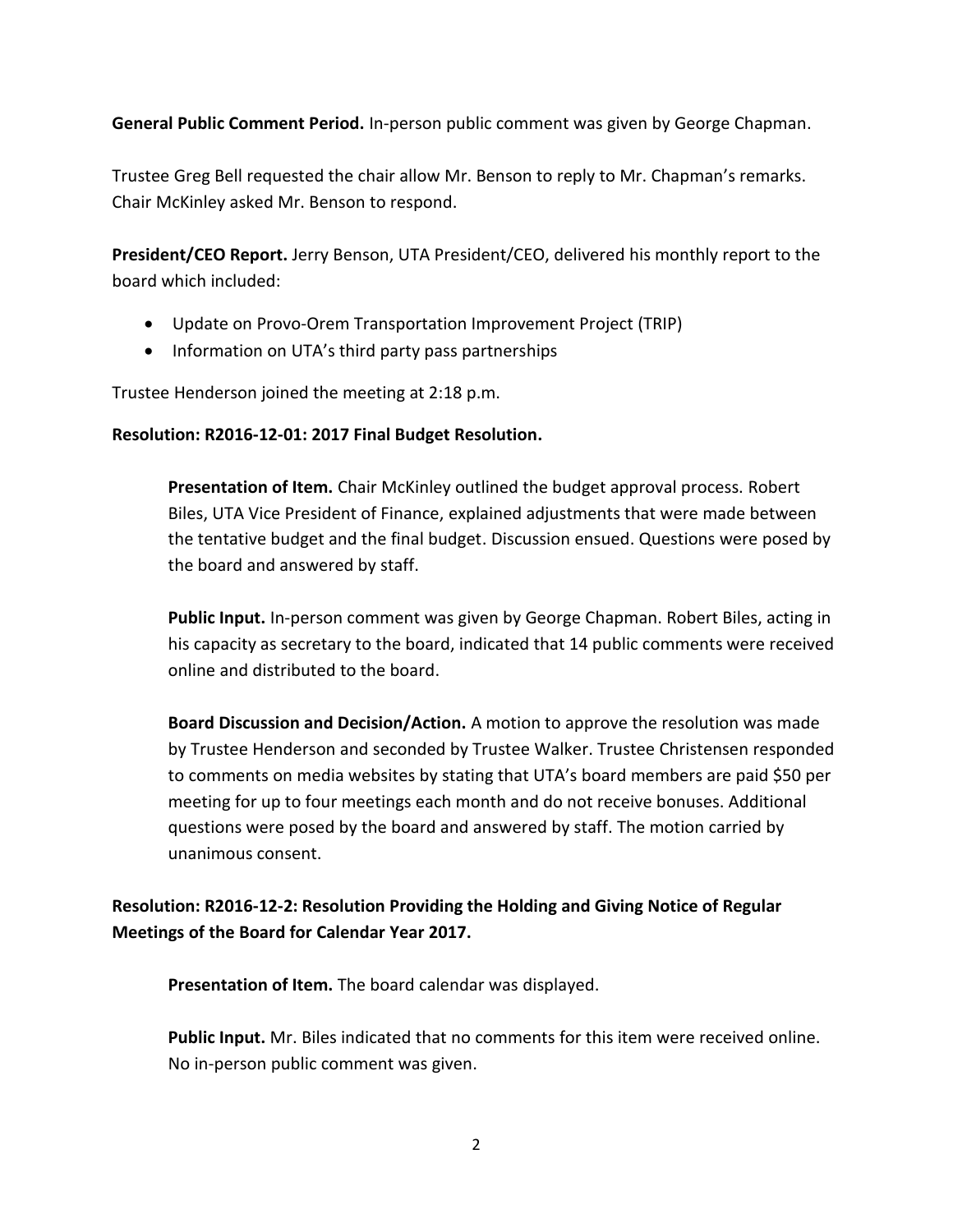**General Public Comment Period.** In-person public comment was given by George Chapman.

Trustee Greg Bell requested the chair allow Mr. Benson to reply to Mr. Chapman's remarks. Chair McKinley asked Mr. Benson to respond.

**President/CEO Report.** Jerry Benson, UTA President/CEO, delivered his monthly report to the board which included:

- Update on Provo-Orem Transportation Improvement Project (TRIP)
- Information on UTA's third party pass partnerships

Trustee Henderson joined the meeting at 2:18 p.m.

**Resolution: R2016-12-01: 2017 Final Budget Resolution.**

**Presentation of Item.** Chair McKinley outlined the budget approval process. Robert Biles, UTA Vice President of Finance, explained adjustments that were made between the tentative budget and the final budget. Discussion ensued. Questions were posed by the board and answered by staff.

**Public Input.** In-person comment was given by George Chapman. Robert Biles, acting in his capacity as secretary to the board, indicated that 14 public comments were received online and distributed to the board.

**Board Discussion and Decision/Action.** A motion to approve the resolution was made by Trustee Henderson and seconded by Trustee Walker. Trustee Christensen responded to comments on media websites by stating that UTA's board members are paid $50 per meeting for up to four meetings each month and do not receive bonuses. Additional questions were posed by the board and answered by staff. The motion carried by unanimous consent.

**Resolution: R2016-12-2: Resolution Providing the Holding and Giving Notice of Regular Meetings of the Board for Calendar Year 2017.**

**Presentation of Item.** The board calendar was displayed.

**Public Input.** Mr. Biles indicated that no comments for this item were received online. No in-person public comment was given.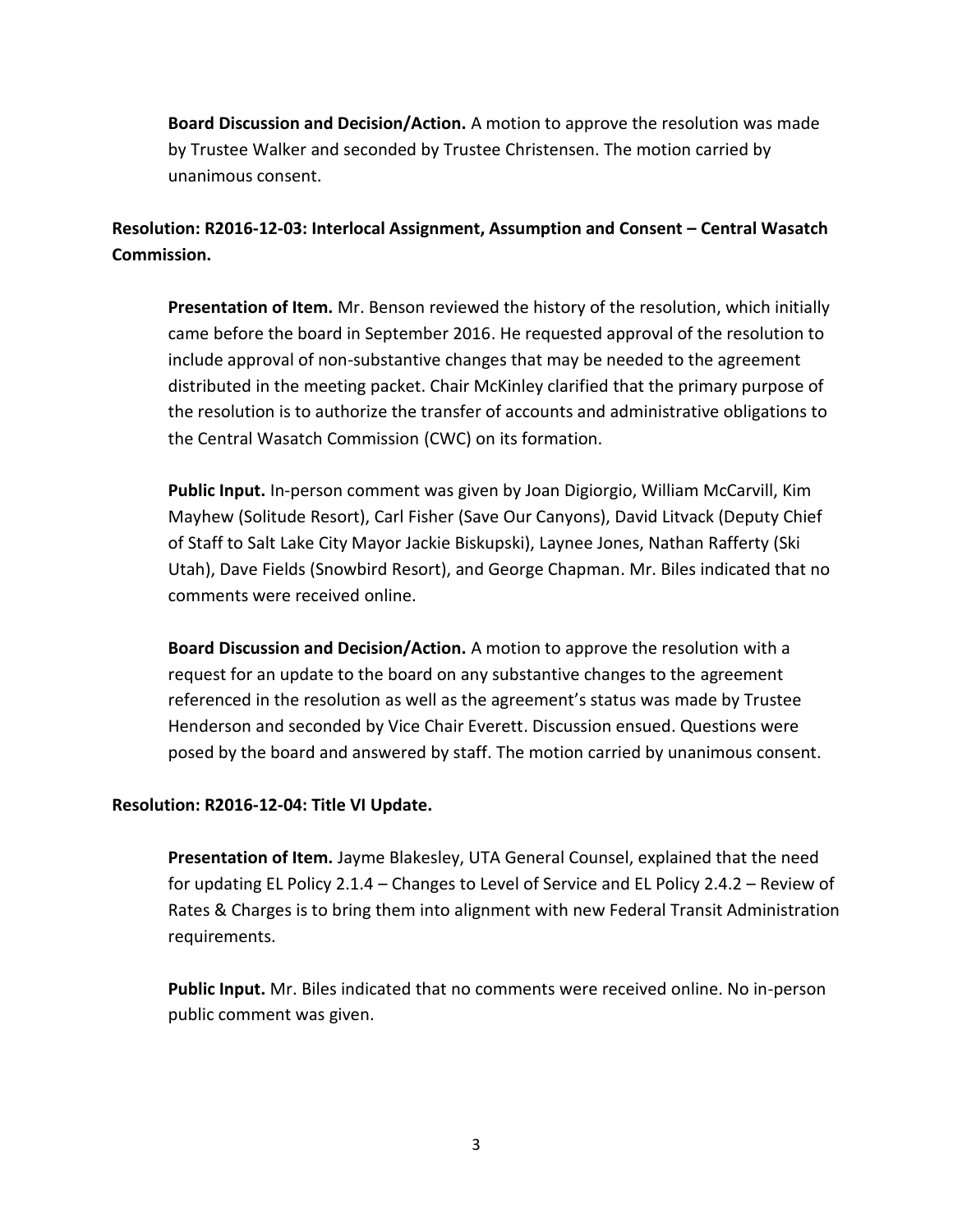**Board Discussion and Decision/Action.** A motion to approve the resolution was made by Trustee Walker and seconded by Trustee Christensen. The motion carried by unanimous consent.

**Resolution: R2016-12-03: Interlocal Assignment, Assumption and Consent – Central Wasatch Commission.**

**Presentation of Item.** Mr. Benson reviewed the history of the resolution, which initially came before the board in September 2016. He requested approval of the resolution to include approval of non-substantive changes that may be needed to the agreement distributed in the meeting packet. Chair McKinley clarified that the primary purpose of the resolution is to authorize the transfer of accounts and administrative obligations to the Central Wasatch Commission (CWC) on its formation.

**Public Input.** In-person comment was given by Joan Digiorgio, William McCarvill, Kim Mayhew (Solitude Resort), Carl Fisher (Save Our Canyons), David Litvack (Deputy Chief of Staff to Salt Lake City Mayor Jackie Biskupski), Laynee Jones, Nathan Rafferty (Ski Utah), Dave Fields (Snowbird Resort), and George Chapman. Mr. Biles indicated that no comments were received online.

**Board Discussion and Decision/Action.** A motion to approve the resolution with a request for an update to the board on any substantive changes to the agreement referenced in the resolution as well as the agreement's status was made by Trustee Henderson and seconded by Vice Chair Everett. Discussion ensued. Questions were posed by the board and answered by staff. The motion carried by unanimous consent.

**Resolution: R2016-12-04: Title VI Update.**

**Presentation of Item.** Jayme Blakesley, UTA General Counsel, explained that the need for updating EL Policy 2.1.4 – Changes to Level of Service and EL Policy 2.4.2 – Review of Rates & Charges is to bring them into alignment with new Federal Transit Administration requirements.

**Public Input.** Mr. Biles indicated that no comments were received online. No in-person public comment was given.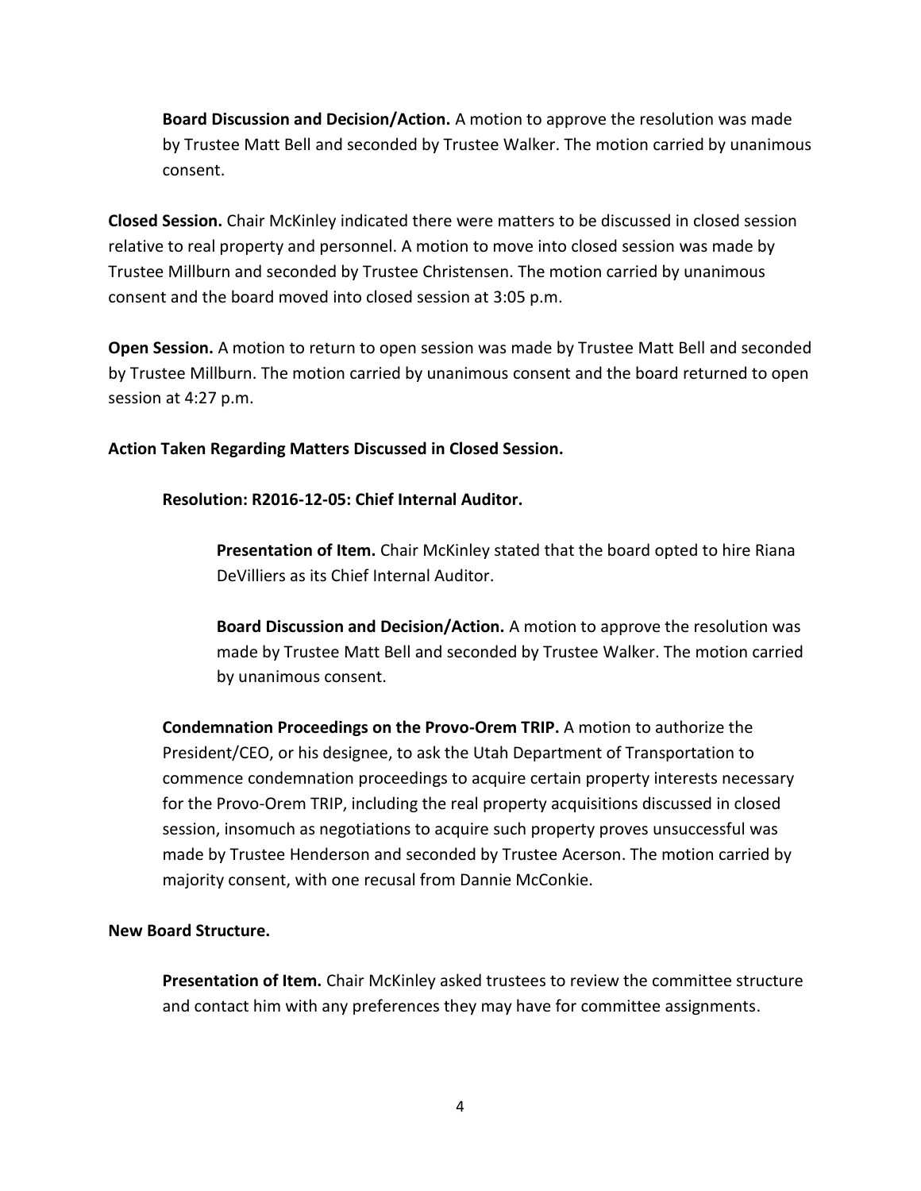**Board Discussion and Decision/Action.** A motion to approve the resolution was made by Trustee Matt Bell and seconded by Trustee Walker. The motion carried by unanimous consent.

**Closed Session.** Chair McKinley indicated there were matters to be discussed in closed session relative to real property and personnel. A motion to move into closed session was made by Trustee Millburn and seconded by Trustee Christensen. The motion carried by unanimous consent and the board moved into closed session at 3:05 p.m.

**Open Session.** A motion to return to open session was made by Trustee Matt Bell and seconded by Trustee Millburn. The motion carried by unanimous consent and the board returned to open session at 4:27 p.m.

**Action Taken Regarding Matters Discussed in Closed Session.**

**Resolution: R2016-12-05: Chief Internal Auditor.**

**Presentation of Item.** Chair McKinley stated that the board opted to hire Riana DeVilliers as its Chief Internal Auditor.

**Board Discussion and Decision/Action.** A motion to approve the resolution was made by Trustee Matt Bell and seconded by Trustee Walker. The motion carried by unanimous consent.

**Condemnation Proceedings on the Provo-Orem TRIP.** A motion to authorize the President/CEO, or his designee, to ask the Utah Department of Transportation to commence condemnation proceedings to acquire certain property interests necessary for the Provo-Orem TRIP, including the real property acquisitions discussed in closed session, insomuch as negotiations to acquire such property proves unsuccessful was made by Trustee Henderson and seconded by Trustee Acerson. The motion carried by majority consent, with one recusal from Dannie McConkie.

**New Board Structure.**

**Presentation of Item.** Chair McKinley asked trustees to review the committee structure and contact him with any preferences they may have for committee assignments.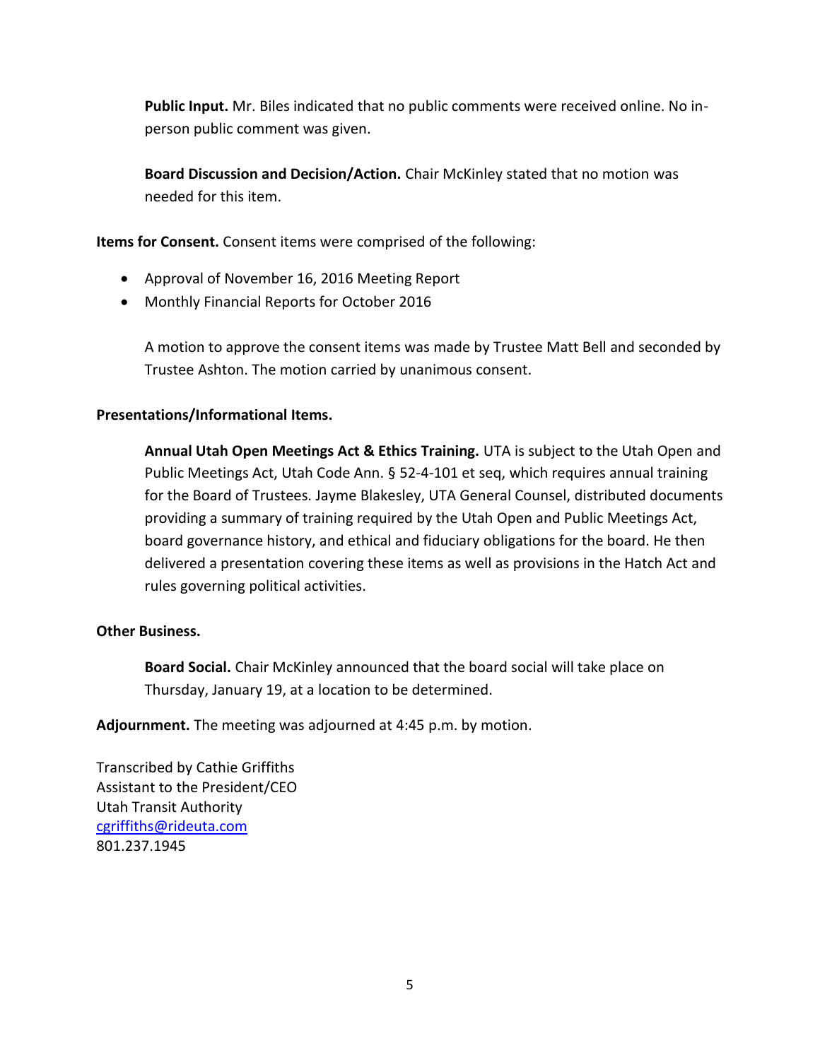**Public Input.** Mr. Biles indicated that no public comments were received online. No in-person public comment was given.

**Board Discussion and Decision/Action.** Chair McKinley stated that no motion was needed for this item.

**Items for Consent.** Consent items were comprised of the following:

- Approval of November 16, 2016 Meeting Report
- Monthly Financial Reports for October 2016

A motion to approve the consent items was made by Trustee Matt Bell and seconded by Trustee Ashton. The motion carried by unanimous consent.

**Presentations/Informational Items.**

**Annual Utah Open Meetings Act & Ethics Training.** UTA is subject to the Utah Open and Public Meetings Act, Utah Code Ann. § 52-4-101 et seq, which requires annual training for the Board of Trustees. Jayme Blakesley, UTA General Counsel, distributed documents providing a summary of training required by the Utah Open and Public Meetings Act, board governance history, and ethical and fiduciary obligations for the board. He then delivered a presentation covering these items as well as provisions in the Hatch Act and rules governing political activities.

**Other Business.**

**Board Social.** Chair McKinley announced that the board social will take place on Thursday, January 19, at a location to be determined.

**Adjournment.** The meeting was adjourned at 4:45 p.m. by motion.

Transcribed by Cathie Griffiths
Assistant to the President/CEO
Utah Transit Authority
cgriffiths@rideuta.com
801.237.1945